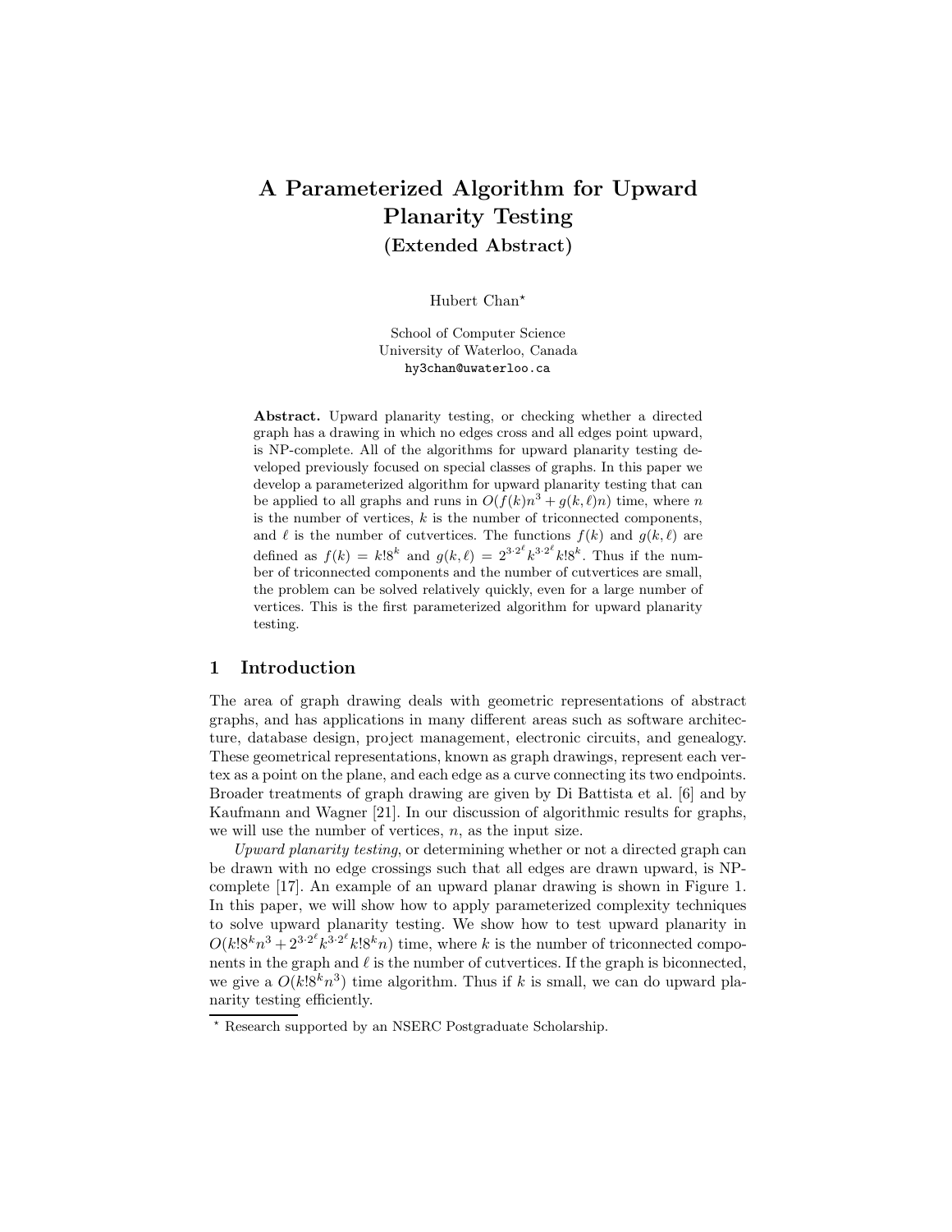# A Parameterized Algorithm for Upward Planarity Testing

## (Extended Abstract)

Hubert Chan[⋆]

School of Computer Science
University of Waterloo, Canada
hy3chan@uwaterloo.ca

**Abstract.** Upward planarity testing, or checking whether a directed graph has a drawing in which no edges cross and all edges point upward, is NP-complete. All of the algorithms for upward planarity testing developed previously focused on special classes of graphs. In this paper we develop a parameterized algorithm for upward planarity testing that can be applied to all graphs and runs in $O(f(k)n^3 + g(k,\ell)n)$ time, where $n$ is the number of vertices, $k$ is the number of triconnected components, and $\ell$ is the number of cutvertices. The functions $f(k)$ and $g(k,\ell)$ are defined as $f(k) = k!8^k$ and $g(k,\ell) = 2^{3 \cdot 2^\ell} k^{3 \cdot 2^\ell} k!8^k$. Thus if the number of triconnected components and the number of cutvertices are small, the problem can be solved relatively quickly, even for a large number of vertices. This is the first parameterized algorithm for upward planarity testing.

## 1 Introduction

The area of graph drawing deals with geometric representations of abstract graphs, and has applications in many different areas such as software architecture, database design, project management, electronic circuits, and genealogy. These geometrical representations, known as graph drawings, represent each vertex as a point on the plane, and each edge as a curve connecting its two endpoints. Broader treatments of graph drawing are given by Di Battista et al. [6] and by Kaufmann and Wagner [21]. In our discussion of algorithmic results for graphs, we will use the number of vertices, $n$, as the input size.

*Upward planarity testing*, or determining whether or not a directed graph can be drawn with no edge crossings such that all edges are drawn upward, is NP-complete [17]. An example of an upward planar drawing is shown in Figure 1. In this paper, we will show how to apply parameterized complexity techniques to solve upward planarity testing. We show how to test upward planarity in $O(k!8^k n^3 + 2^{3 \cdot 2^\ell} k^{3 \cdot 2^\ell} k!8^k n)$ time, where $k$ is the number of triconnected components in the graph and $\ell$ is the number of cutvertices. If the graph is biconnected, we give a $O(k!8^k n^3)$ time algorithm. Thus if $k$ is small, we can do upward planarity testing efficiently.

[⋆] Research supported by an NSERC Postgraduate Scholarship.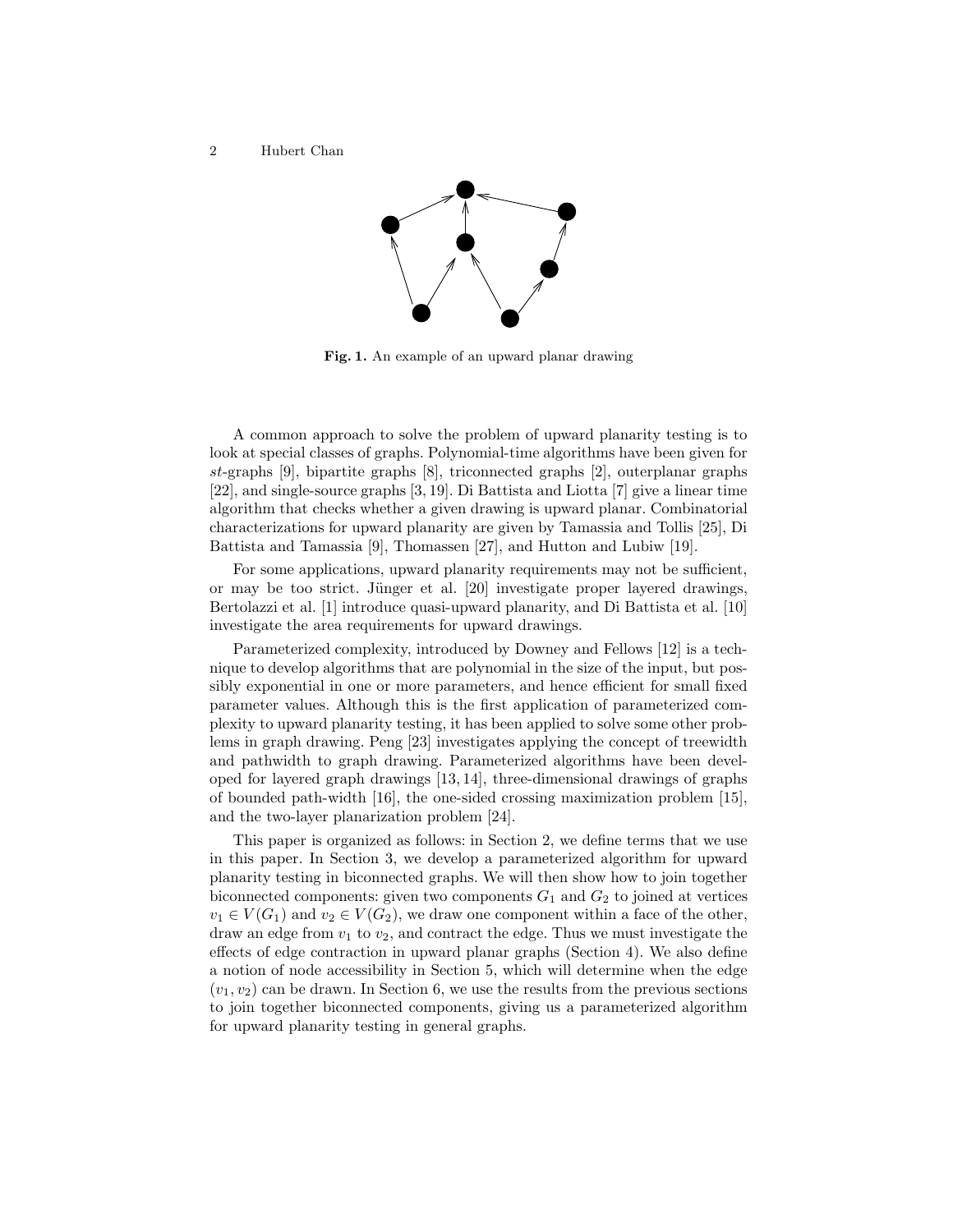**Fig. 1.** An example of an upward planar drawing

A common approach to solve the problem of upward planarity testing is to look at special classes of graphs. Polynomial-time algorithms have been given for *st*-graphs [9], bipartite graphs [8], triconnected graphs [2], outerplanar graphs [22], and single-source graphs [3, 19]. Di Battista and Liotta [7] give a linear time algorithm that checks whether a given drawing is upward planar. Combinatorial characterizations for upward planarity are given by Tamassia and Tollis [25], Di Battista and Tamassia [9], Thomassen [27], and Hutton and Lubiw [19].

For some applications, upward planarity requirements may not be sufficient, or may be too strict. Jünger et al. [20] investigate proper layered drawings, Bertolazzi et al. [1] introduce quasi-upward planarity, and Di Battista et al. [10] investigate the area requirements for upward drawings.

Parameterized complexity, introduced by Downey and Fellows [12] is a technique to develop algorithms that are polynomial in the size of the input, but possibly exponential in one or more parameters, and hence efficient for small fixed parameter values. Although this is the first application of parameterized complexity to upward planarity testing, it has been applied to solve some other problems in graph drawing. Peng [23] investigates applying the concept of treewidth and pathwidth to graph drawing. Parameterized algorithms have been developed for layered graph drawings [13, 14], three-dimensional drawings of graphs of bounded path-width [16], the one-sided crossing maximization problem [15], and the two-layer planarization problem [24].

This paper is organized as follows: in Section 2, we define terms that we use in this paper. In Section 3, we develop a parameterized algorithm for upward planarity testing in biconnected graphs. We will then show how to join together biconnected components: given two components $G_1$ and $G_2$ to joined at vertices $v_1 \in V(G_1)$ and $v_2 \in V(G_2)$, we draw one component within a face of the other, draw an edge from $v_1$ to $v_2$, and contract the edge. Thus we must investigate the effects of edge contraction in upward planar graphs (Section 4). We also define a notion of node accessibility in Section 5, which will determine when the edge $(v_1, v_2)$ can be drawn. In Section 6, we use the results from the previous sections to join together biconnected components, giving us a parameterized algorithm for upward planarity testing in general graphs.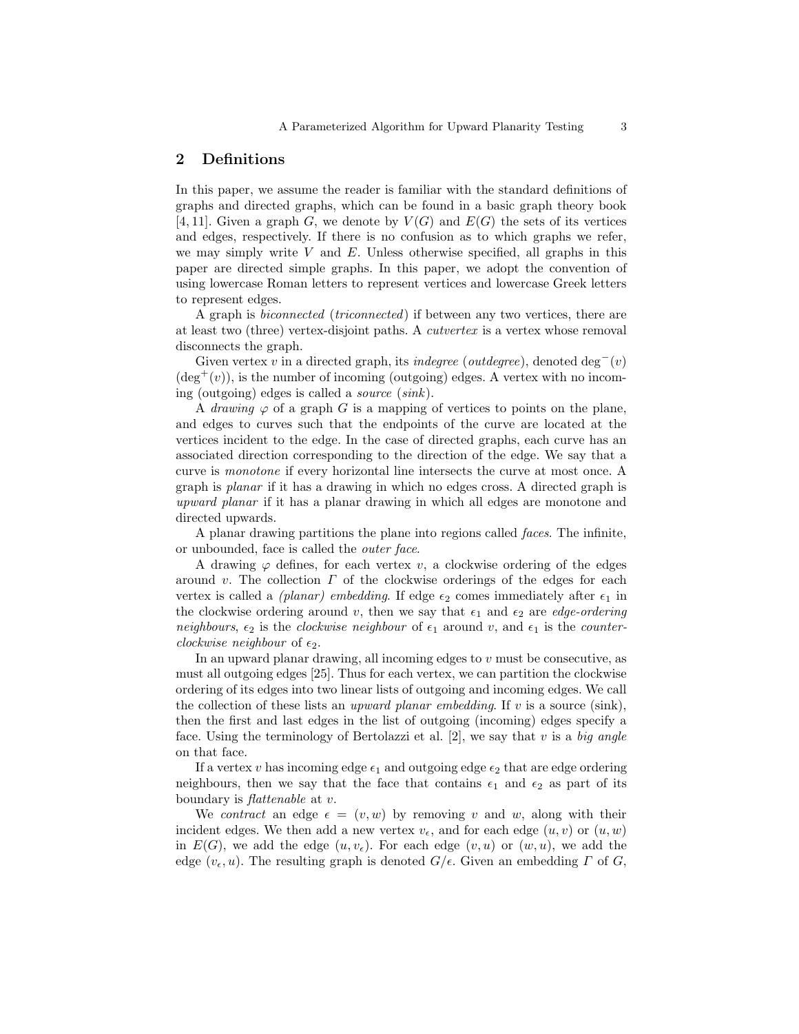## 2 Definitions

In this paper, we assume the reader is familiar with the standard definitions of graphs and directed graphs, which can be found in a basic graph theory book [4, 11]. Given a graph $G$, we denote by $V(G)$ and $E(G)$ the sets of its vertices and edges, respectively. If there is no confusion as to which graphs we refer, we may simply write $V$ and $E$. Unless otherwise specified, all graphs in this paper are directed simple graphs. In this paper, we adopt the convention of using lowercase Roman letters to represent vertices and lowercase Greek letters to represent edges.

A graph is *biconnected* (*triconnected*) if between any two vertices, there are at least two (three) vertex-disjoint paths. A *cutvertex* is a vertex whose removal disconnects the graph.

Given vertex $v$ in a directed graph, its *indegree* (*outdegree*), denoted $\deg^-(v)$ ($\deg^+(v)$), is the number of incoming (outgoing) edges. A vertex with no incoming (outgoing) edges is called a *source* (*sink*).

A *drawing* $\varphi$ of a graph $G$ is a mapping of vertices to points on the plane, and edges to curves such that the endpoints of the curve are located at the vertices incident to the edge. In the case of directed graphs, each curve has an associated direction corresponding to the direction of the edge. We say that a curve is *monotone* if every horizontal line intersects the curve at most once. A graph is *planar* if it has a drawing in which no edges cross. A directed graph is *upward planar* if it has a planar drawing in which all edges are monotone and directed upwards.

A planar drawing partitions the plane into regions called *faces*. The infinite, or unbounded, face is called the *outer face*.

A drawing $\varphi$ defines, for each vertex $v$, a clockwise ordering of the edges around $v$. The collection $\Gamma$ of the clockwise orderings of the edges for each vertex is called a *(planar) embedding*. If edge $\epsilon_2$ comes immediately after $\epsilon_1$ in the clockwise ordering around $v$, then we say that $\epsilon_1$ and $\epsilon_2$ are *edge-ordering neighbours*, $\epsilon_2$ is the *clockwise neighbour* of $\epsilon_1$ around $v$, and $\epsilon_1$ is the *counter-clockwise neighbour* of $\epsilon_2$.

In an upward planar drawing, all incoming edges to $v$ must be consecutive, as must all outgoing edges [25]. Thus for each vertex, we can partition the clockwise ordering of its edges into two linear lists of outgoing and incoming edges. We call the collection of these lists an *upward planar embedding*. If $v$ is a source (sink), then the first and last edges in the list of outgoing (incoming) edges specify a face. Using the terminology of Bertolazzi et al. [2], we say that $v$ is a *big angle* on that face.

If a vertex $v$ has incoming edge $\epsilon_1$ and outgoing edge $\epsilon_2$ that are edge ordering neighbours, then we say that the face that contains $\epsilon_1$ and $\epsilon_2$ as part of its boundary is *flattenable* at $v$.

We *contract* an edge $\epsilon = (v, w)$ by removing $v$ and $w$, along with their incident edges. We then add a new vertex $v_\epsilon$, and for each edge $(u, v)$ or $(u, w)$ in $E(G)$, we add the edge $(u, v_\epsilon)$. For each edge $(v, u)$ or $(w, u)$, we add the edge $(v_\epsilon, u)$. The resulting graph is denoted $G/\epsilon$. Given an embedding $\Gamma$ of $G$,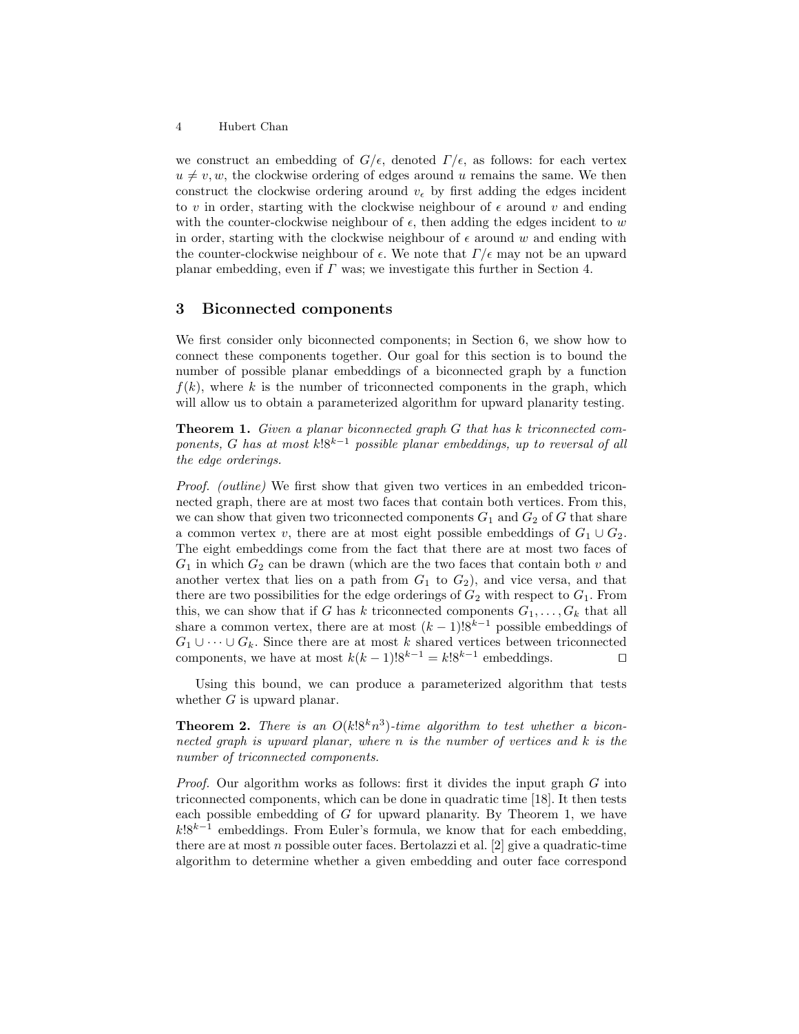we construct an embedding of $G/\epsilon$, denoted $\Gamma/\epsilon$, as follows: for each vertex $u \neq v, w$, the clockwise ordering of edges around $u$ remains the same. We then construct the clockwise ordering around $v_\epsilon$ by first adding the edges incident to $v$ in order, starting with the clockwise neighbour of $\epsilon$ around $v$ and ending with the counter-clockwise neighbour of $\epsilon$, then adding the edges incident to $w$ in order, starting with the clockwise neighbour of $\epsilon$ around $w$ and ending with the counter-clockwise neighbour of $\epsilon$. We note that $\Gamma/\epsilon$ may not be an upward planar embedding, even if $\Gamma$ was; we investigate this further in Section 4.

## 3 Biconnected components

We first consider only biconnected components; in Section 6, we show how to connect these components together. Our goal for this section is to bound the number of possible planar embeddings of a biconnected graph by a function $f(k)$, where $k$ is the number of triconnected components in the graph, which will allow us to obtain a parameterized algorithm for upward planarity testing.

**Theorem 1.** *Given a planar biconnected graph $G$ that has $k$ triconnected components, $G$ has at most $k!8^{k-1}$ possible planar embeddings, up to reversal of all the edge orderings.*

*Proof. (outline)* We first show that given two vertices in an embedded triconnected graph, there are at most two faces that contain both vertices. From this, we can show that given two triconnected components $G_1$ and $G_2$ of $G$ that share a common vertex $v$, there are at most eight possible embeddings of $G_1 \cup G_2$. The eight embeddings come from the fact that there are at most two faces of $G_1$ in which $G_2$ can be drawn (which are the two faces that contain both $v$ and another vertex that lies on a path from $G_1$ to $G_2$), and vice versa, and that there are two possibilities for the edge orderings of $G_2$ with respect to $G_1$. From this, we can show that if $G$ has $k$ triconnected components $G_1, \ldots, G_k$ that all share a common vertex, there are at most $(k-1)!8^{k-1}$ possible embeddings of $G_1 \cup \cdots \cup G_k$. Since there are at most $k$ shared vertices between triconnected components, we have at most $k(k-1)!8^{k-1} = k!8^{k-1}$ embeddings. □

Using this bound, we can produce a parameterized algorithm that tests whether $G$ is upward planar.

**Theorem 2.** *There is an $O(k!8^k n^3)$-time algorithm to test whether a biconnected graph is upward planar, where $n$ is the number of vertices and $k$ is the number of triconnected components.*

*Proof.* Our algorithm works as follows: first it divides the input graph $G$ into triconnected components, which can be done in quadratic time [18]. It then tests each possible embedding of $G$ for upward planarity. By Theorem 1, we have $k!8^{k-1}$ embeddings. From Euler's formula, we know that for each embedding, there are at most $n$ possible outer faces. Bertolazzi et al. [2] give a quadratic-time algorithm to determine whether a given embedding and outer face correspond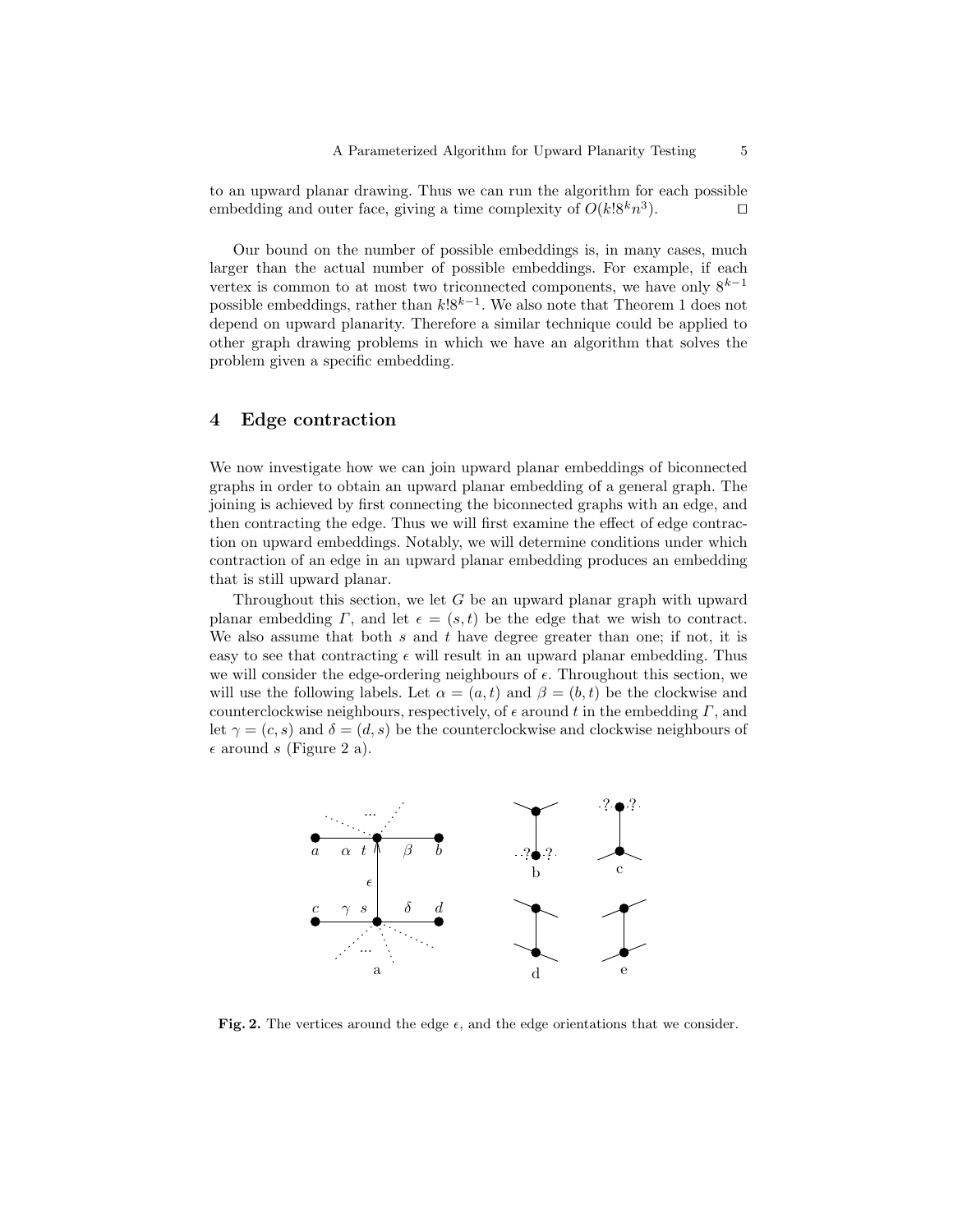to an upward planar drawing. Thus we can run the algorithm for each possible embedding and outer face, giving a time complexity of $O(k!8^k n^3)$. □

Our bound on the number of possible embeddings is, in many cases, much larger than the actual number of possible embeddings. For example, if each vertex is common to at most two triconnected components, we have only $8^{k-1}$ possible embeddings, rather than $k!8^{k-1}$. We also note that Theorem 1 does not depend on upward planarity. Therefore a similar technique could be applied to other graph drawing problems in which we have an algorithm that solves the problem given a specific embedding.

## 4 Edge contraction

We now investigate how we can join upward planar embeddings of biconnected graphs in order to obtain an upward planar embedding of a general graph. The joining is achieved by first connecting the biconnected graphs with an edge, and then contracting the edge. Thus we will first examine the effect of edge contraction on upward embeddings. Notably, we will determine conditions under which contraction of an edge in an upward planar embedding produces an embedding that is still upward planar.

Throughout this section, we let $G$ be an upward planar graph with upward planar embedding $\Gamma$, and let $\epsilon = (s,t)$ be the edge that we wish to contract. We also assume that both $s$ and $t$ have degree greater than one; if not, it is easy to see that contracting $\epsilon$ will result in an upward planar embedding. Thus we will consider the edge-ordering neighbours of $\epsilon$. Throughout this section, we will use the following labels. Let $\alpha = (a,t)$ and $\beta = (b,t)$ be the clockwise and counterclockwise neighbours, respectively, of $\epsilon$ around $t$ in the embedding $\Gamma$, and let $\gamma = (c,s)$ and $\delta = (d,s)$ be the counterclockwise and clockwise neighbours of $\epsilon$ around $s$ (Figure 2 a).

**Fig. 2.** The vertices around the edge $\epsilon$, and the edge orientations that we consider.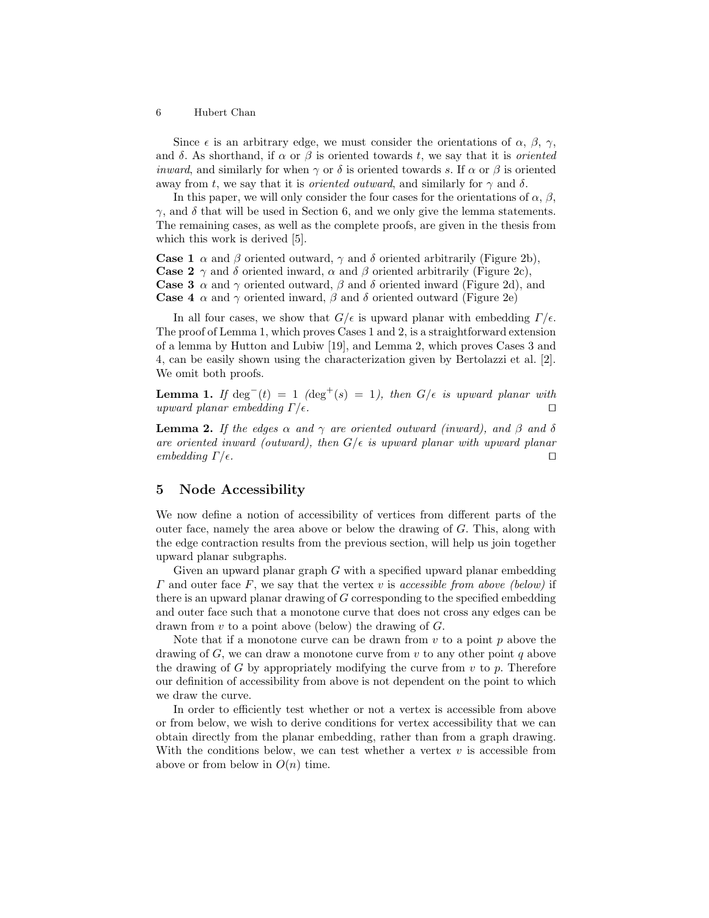Since $\epsilon$ is an arbitrary edge, we must consider the orientations of $\alpha$, $\beta$, $\gamma$, and $\delta$. As shorthand, if $\alpha$ or $\beta$ is oriented towards $t$, we say that it is *oriented inward*, and similarly for when $\gamma$ or $\delta$ is oriented towards $s$. If $\alpha$ or $\beta$ is oriented away from $t$, we say that it is *oriented outward*, and similarly for $\gamma$ and $\delta$.

In this paper, we will only consider the four cases for the orientations of $\alpha$, $\beta$, $\gamma$, and $\delta$ that will be used in Section 6, and we only give the lemma statements. The remaining cases, as well as the complete proofs, are given in the thesis from which this work is derived [5].

**Case 1** $\alpha$ and $\beta$ oriented outward, $\gamma$ and $\delta$ oriented arbitrarily (Figure 2b),
**Case 2** $\gamma$ and $\delta$ oriented inward, $\alpha$ and $\beta$ oriented arbitrarily (Figure 2c),
**Case 3** $\alpha$ and $\gamma$ oriented outward, $\beta$ and $\delta$ oriented inward (Figure 2d), and
**Case 4** $\alpha$ and $\gamma$ oriented inward, $\beta$ and $\delta$ oriented outward (Figure 2e)

In all four cases, we show that $G/\epsilon$ is upward planar with embedding $\Gamma/\epsilon$. The proof of Lemma 1, which proves Cases 1 and 2, is a straightforward extension of a lemma by Hutton and Lubiw [19], and Lemma 2, which proves Cases 3 and 4, can be easily shown using the characterization given by Bertolazzi et al. [2]. We omit both proofs.

**Lemma 1.** *If $\deg^-(t) = 1$ ($\deg^+(s) = 1$), then $G/\epsilon$ is upward planar with upward planar embedding $\Gamma/\epsilon$.* □

**Lemma 2.** *If the edges $\alpha$ and $\gamma$ are oriented outward (inward), and $\beta$ and $\delta$ are oriented inward (outward), then $G/\epsilon$ is upward planar with upward planar embedding $\Gamma/\epsilon$.* □

## 5 Node Accessibility

We now define a notion of accessibility of vertices from different parts of the outer face, namely the area above or below the drawing of $G$. This, along with the edge contraction results from the previous section, will help us join together upward planar subgraphs.

Given an upward planar graph $G$ with a specified upward planar embedding $\Gamma$ and outer face $F$, we say that the vertex $v$ is *accessible from above (below)* if there is an upward planar drawing of $G$ corresponding to the specified embedding and outer face such that a monotone curve that does not cross any edges can be drawn from $v$ to a point above (below) the drawing of $G$.

Note that if a monotone curve can be drawn from $v$ to a point $p$ above the drawing of $G$, we can draw a monotone curve from $v$ to any other point $q$ above the drawing of $G$ by appropriately modifying the curve from $v$ to $p$. Therefore our definition of accessibility from above is not dependent on the point to which we draw the curve.

In order to efficiently test whether or not a vertex is accessible from above or from below, we wish to derive conditions for vertex accessibility that we can obtain directly from the planar embedding, rather than from a graph drawing. With the conditions below, we can test whether a vertex $v$ is accessible from above or from below in $O(n)$ time.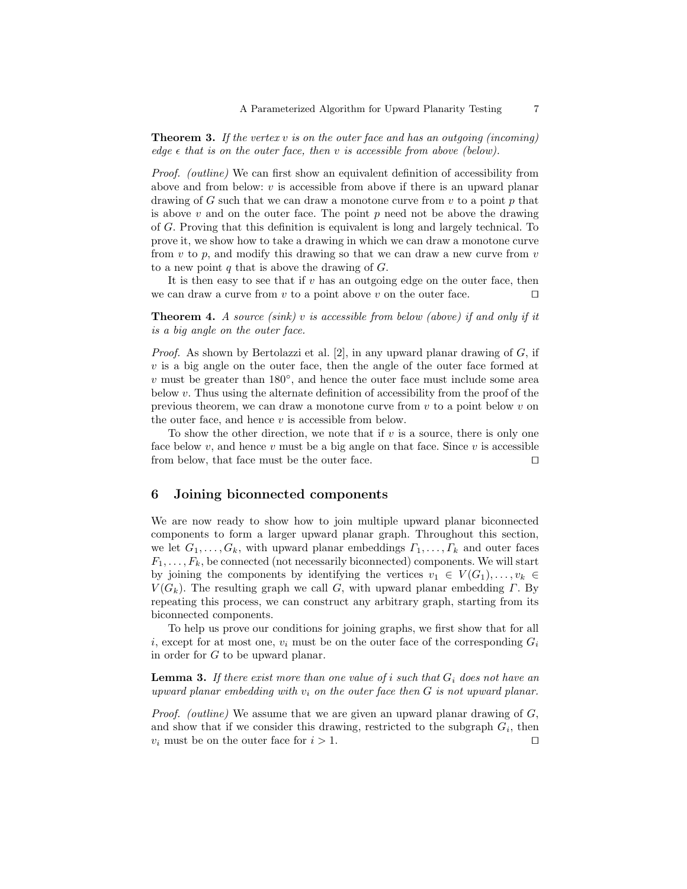**Theorem 3.** *If the vertex $v$ is on the outer face and has an outgoing (incoming) edge $\epsilon$ that is on the outer face, then $v$ is accessible from above (below).*

*Proof. (outline)* We can first show an equivalent definition of accessibility from above and from below: $v$ is accessible from above if there is an upward planar drawing of $G$ such that we can draw a monotone curve from $v$ to a point $p$ that is above $v$ and on the outer face. The point $p$ need not be above the drawing of $G$. Proving that this definition is equivalent is long and largely technical. To prove it, we show how to take a drawing in which we can draw a monotone curve from $v$ to $p$, and modify this drawing so that we can draw a new curve from $v$ to a new point $q$ that is above the drawing of $G$.

It is then easy to see that if $v$ has an outgoing edge on the outer face, then we can draw a curve from $v$ to a point above $v$ on the outer face. ◻

**Theorem 4.** *A source (sink) $v$ is accessible from below (above) if and only if it is a big angle on the outer face.*

*Proof.* As shown by Bertolazzi et al. [2], in any upward planar drawing of $G$, if $v$ is a big angle on the outer face, then the angle of the outer face formed at $v$ must be greater than $180°$, and hence the outer face must include some area below $v$. Thus using the alternate definition of accessibility from the proof of the previous theorem, we can draw a monotone curve from $v$ to a point below $v$ on the outer face, and hence $v$ is accessible from below.

To show the other direction, we note that if $v$ is a source, there is only one face below $v$, and hence $v$ must be a big angle on that face. Since $v$ is accessible from below, that face must be the outer face. ◻

## 6 Joining biconnected components

We are now ready to show how to join multiple upward planar biconnected components to form a larger upward planar graph. Throughout this section, we let $G_1, \ldots, G_k$, with upward planar embeddings $\Gamma_1, \ldots, \Gamma_k$ and outer faces $F_1, \ldots, F_k$, be connected (not necessarily biconnected) components. We will start by joining the components by identifying the vertices $v_1 \in V(G_1), \ldots, v_k \in V(G_k)$. The resulting graph we call $G$, with upward planar embedding $\Gamma$. By repeating this process, we can construct any arbitrary graph, starting from its biconnected components.

To help us prove our conditions for joining graphs, we first show that for all $i$, except for at most one, $v_i$ must be on the outer face of the corresponding $G_i$ in order for $G$ to be upward planar.

**Lemma 3.** *If there exist more than one value of $i$ such that $G_i$ does not have an upward planar embedding with $v_i$ on the outer face then $G$ is not upward planar.*

*Proof. (outline)* We assume that we are given an upward planar drawing of $G$, and show that if we consider this drawing, restricted to the subgraph $G_i$, then $v_i$ must be on the outer face for $i > 1$. ◻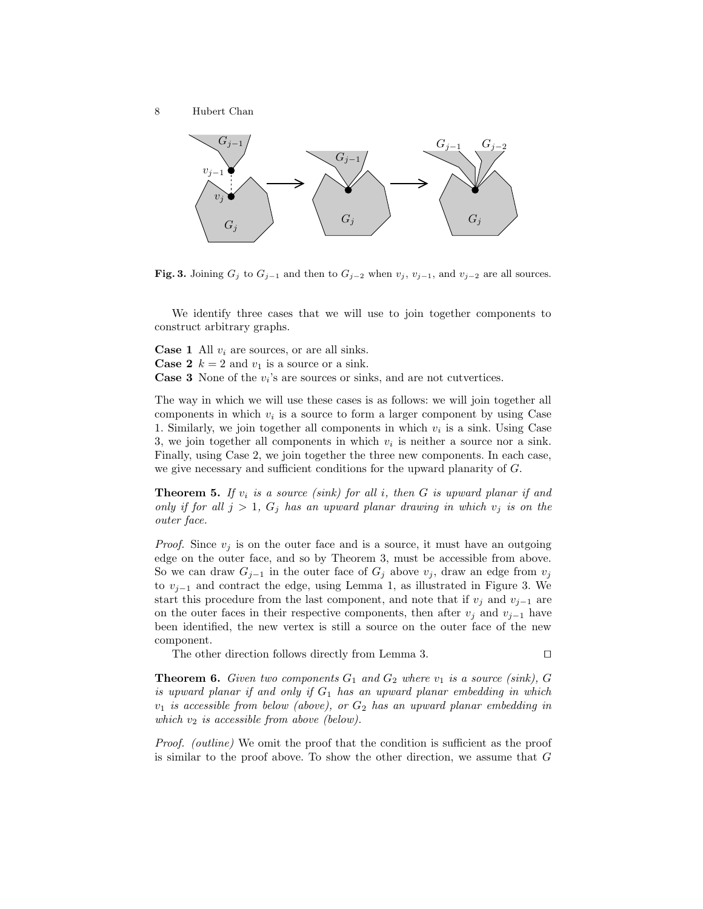**Fig. 3.** Joining $G_j$ to $G_{j-1}$ and then to $G_{j-2}$ when $v_j$, $v_{j-1}$, and $v_{j-2}$ are all sources.

We identify three cases that we will use to join together components to construct arbitrary graphs.

**Case 1** All $v_i$ are sources, or are all sinks.
**Case 2** $k = 2$ and $v_1$ is a source or a sink.
**Case 3** None of the $v_i$'s are sources or sinks, and are not cutvertices.

The way in which we will use these cases is as follows: we will join together all components in which $v_i$ is a source to form a larger component by using Case 1. Similarly, we join together all components in which $v_i$ is a sink. Using Case 3, we join together all components in which $v_i$ is neither a source nor a sink. Finally, using Case 2, we join together the three new components. In each case, we give necessary and sufficient conditions for the upward planarity of $G$.

**Theorem 5.** *If $v_i$ is a source (sink) for all $i$, then $G$ is upward planar if and only if for all $j > 1$, $G_j$ has an upward planar drawing in which $v_j$ is on the outer face.*

*Proof.* Since $v_j$ is on the outer face and is a source, it must have an outgoing edge on the outer face, and so by Theorem 3, must be accessible from above. So we can draw $G_{j-1}$ in the outer face of $G_j$ above $v_j$, draw an edge from $v_j$ to $v_{j-1}$ and contract the edge, using Lemma 1, as illustrated in Figure 3. We start this procedure from the last component, and note that if $v_j$ and $v_{j-1}$ are on the outer faces in their respective components, then after $v_j$ and $v_{j-1}$ have been identified, the new vertex is still a source on the outer face of the new component.

The other direction follows directly from Lemma 3. □

**Theorem 6.** *Given two components $G_1$ and $G_2$ where $v_1$ is a source (sink), $G$ is upward planar if and only if $G_1$ has an upward planar embedding in which $v_1$ is accessible from below (above), or $G_2$ has an upward planar embedding in which $v_2$ is accessible from above (below).*

*Proof. (outline)* We omit the proof that the condition is sufficient as the proof is similar to the proof above. To show the other direction, we assume that $G$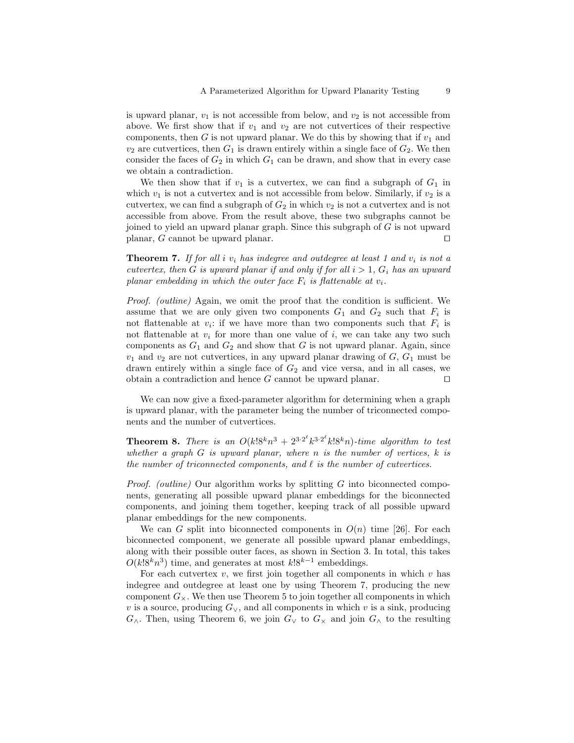is upward planar, $v_1$ is not accessible from below, and $v_2$ is not accessible from above. We first show that if $v_1$ and $v_2$ are not cutvertices of their respective components, then $G$ is not upward planar. We do this by showing that if $v_1$ and $v_2$ are cutvertices, then $G_1$ is drawn entirely within a single face of $G_2$. We then consider the faces of $G_2$ in which $G_1$ can be drawn, and show that in every case we obtain a contradiction.

We then show that if $v_1$ is a cutvertex, we can find a subgraph of $G_1$ in which $v_1$ is not a cutvertex and is not accessible from below. Similarly, if $v_2$ is a cutvertex, we can find a subgraph of $G_2$ in which $v_2$ is not a cutvertex and is not accessible from above. From the result above, these two subgraphs cannot be joined to yield an upward planar graph. Since this subgraph of $G$ is not upward planar, $G$ cannot be upward planar. ◻

**Theorem 7.** *If for all $i$ $v_i$ has indegree and outdegree at least 1 and $v_i$ is not a cutvertex, then $G$ is upward planar if and only if for all $i > 1$, $G_i$ has an upward planar embedding in which the outer face $F_i$ is flattenable at $v_i$.*

*Proof. (outline)* Again, we omit the proof that the condition is sufficient. We assume that we are only given two components $G_1$ and $G_2$ such that $F_i$ is not flattenable at $v_i$: if we have more than two components such that $F_i$ is not flattenable at $v_i$ for more than one value of $i$, we can take any two such components as $G_1$ and $G_2$ and show that $G$ is not upward planar. Again, since $v_1$ and $v_2$ are not cutvertices, in any upward planar drawing of $G$, $G_1$ must be drawn entirely within a single face of $G_2$ and vice versa, and in all cases, we obtain a contradiction and hence $G$ cannot be upward planar. ◻

We can now give a fixed-parameter algorithm for determining when a graph is upward planar, with the parameter being the number of triconnected components and the number of cutvertices.

**Theorem 8.** *There is an $O(k!8^k n^3 + 2^{3 \cdot 2^\ell} k^{3 \cdot 2^\ell} k!8^k n)$-time algorithm to test whether a graph $G$ is upward planar, where $n$ is the number of vertices, $k$ is the number of triconnected components, and $\ell$ is the number of cutvertices.*

*Proof. (outline)* Our algorithm works by splitting $G$ into biconnected components, generating all possible upward planar embeddings for the biconnected components, and joining them together, keeping track of all possible upward planar embeddings for the new components.

We can $G$ split into biconnected components in $O(n)$ time [26]. For each biconnected component, we generate all possible upward planar embeddings, along with their possible outer faces, as shown in Section 3. In total, this takes $O(k!8^k n^3)$ time, and generates at most $k!8^{k-1}$ embeddings.

For each cutvertex $v$, we first join together all components in which $v$ has indegree and outdegree at least one by using Theorem 7, producing the new component $G_\times$. We then use Theorem 5 to join together all components in which $v$ is a source, producing $G_\vee$, and all components in which $v$ is a sink, producing $G_\wedge$. Then, using Theorem 6, we join $G_\vee$ to $G_\times$ and join $G_\wedge$ to the resulting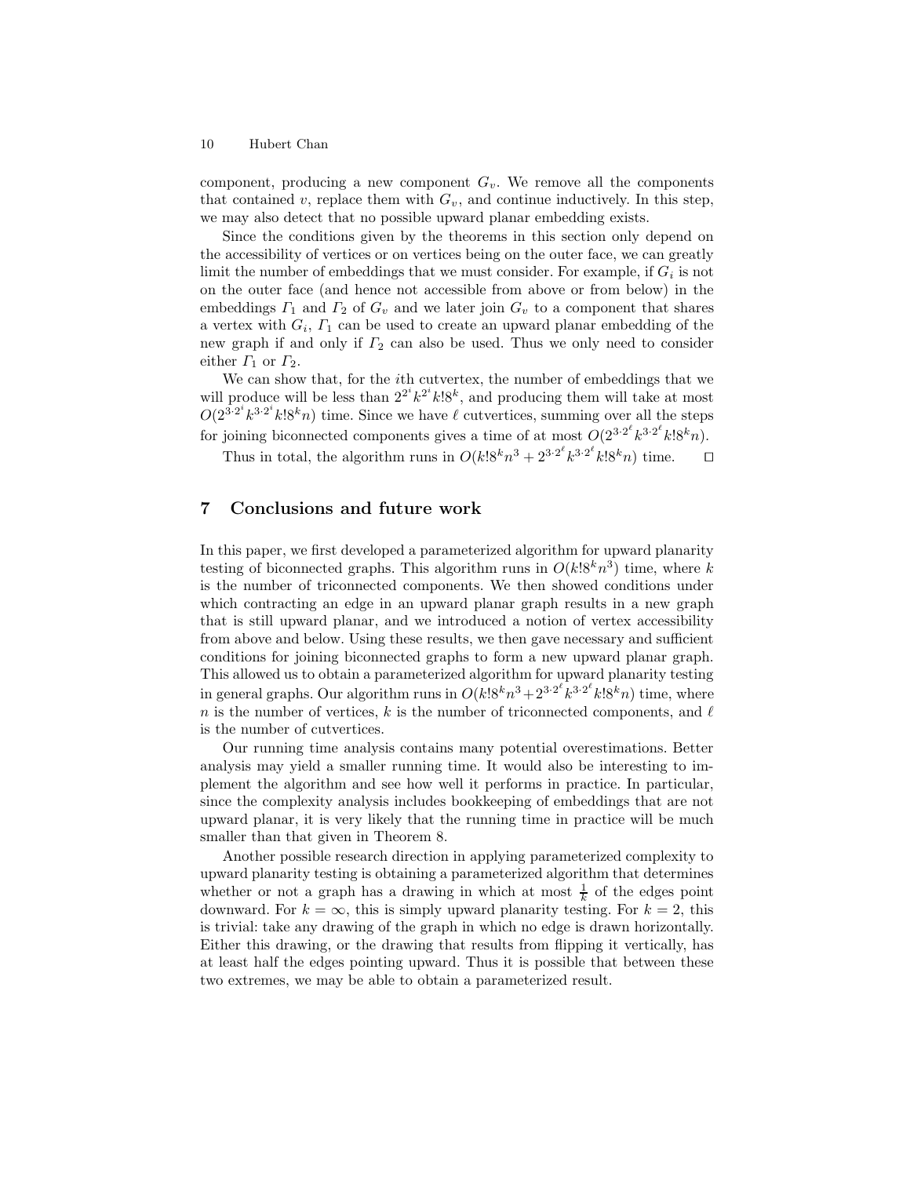component, producing a new component $G_v$. We remove all the components that contained $v$, replace them with $G_v$, and continue inductively. In this step, we may also detect that no possible upward planar embedding exists.

Since the conditions given by the theorems in this section only depend on the accessibility of vertices or on vertices being on the outer face, we can greatly limit the number of embeddings that we must consider. For example, if $G_i$ is not on the outer face (and hence not accessible from above or from below) in the embeddings $\Gamma_1$ and $\Gamma_2$ of $G_v$ and we later join $G_v$ to a component that shares a vertex with $G_i$, $\Gamma_1$ can be used to create an upward planar embedding of the new graph if and only if $\Gamma_2$ can also be used. Thus we only need to consider either $\Gamma_1$ or $\Gamma_2$.

We can show that, for the $i$th cutvertex, the number of embeddings that we will produce will be less than $2^{2^i}k^{2^i}k!8^k$, and producing them will take at most $O(2^{3\cdot 2^i}k^{3\cdot 2^i}k!8^kn)$ time. Since we have $\ell$ cutvertices, summing over all the steps for joining biconnected components gives a time of at most $O(2^{3\cdot 2^\ell}k^{3\cdot 2^\ell}k!8^kn)$.

Thus in total, the algorithm runs in $O(k!8^kn^3 + 2^{3\cdot 2^\ell}k^{3\cdot 2^\ell}k!8^kn)$ time. □

## 7 Conclusions and future work

In this paper, we first developed a parameterized algorithm for upward planarity testing of biconnected graphs. This algorithm runs in $O(k!8^kn^3)$ time, where $k$ is the number of triconnected components. We then showed conditions under which contracting an edge in an upward planar graph results in a new graph that is still upward planar, and we introduced a notion of vertex accessibility from above and below. Using these results, we then gave necessary and sufficient conditions for joining biconnected graphs to form a new upward planar graph. This allowed us to obtain a parameterized algorithm for upward planarity testing in general graphs. Our algorithm runs in $O(k!8^kn^3+2^{3\cdot 2^\ell}k^{3\cdot 2^\ell}k!8^kn)$ time, where $n$ is the number of vertices, $k$ is the number of triconnected components, and $\ell$ is the number of cutvertices.

Our running time analysis contains many potential overestimations. Better analysis may yield a smaller running time. It would also be interesting to implement the algorithm and see how well it performs in practice. In particular, since the complexity analysis includes bookkeeping of embeddings that are not upward planar, it is very likely that the running time in practice will be much smaller than that given in Theorem 8.

Another possible research direction in applying parameterized complexity to upward planarity testing is obtaining a parameterized algorithm that determines whether or not a graph has a drawing in which at most $\frac{1}{k}$ of the edges point downward. For $k = \infty$, this is simply upward planarity testing. For $k = 2$, this is trivial: take any drawing of the graph in which no edge is drawn horizontally. Either this drawing, or the drawing that results from flipping it vertically, has at least half the edges pointing upward. Thus it is possible that between these two extremes, we may be able to obtain a parameterized result.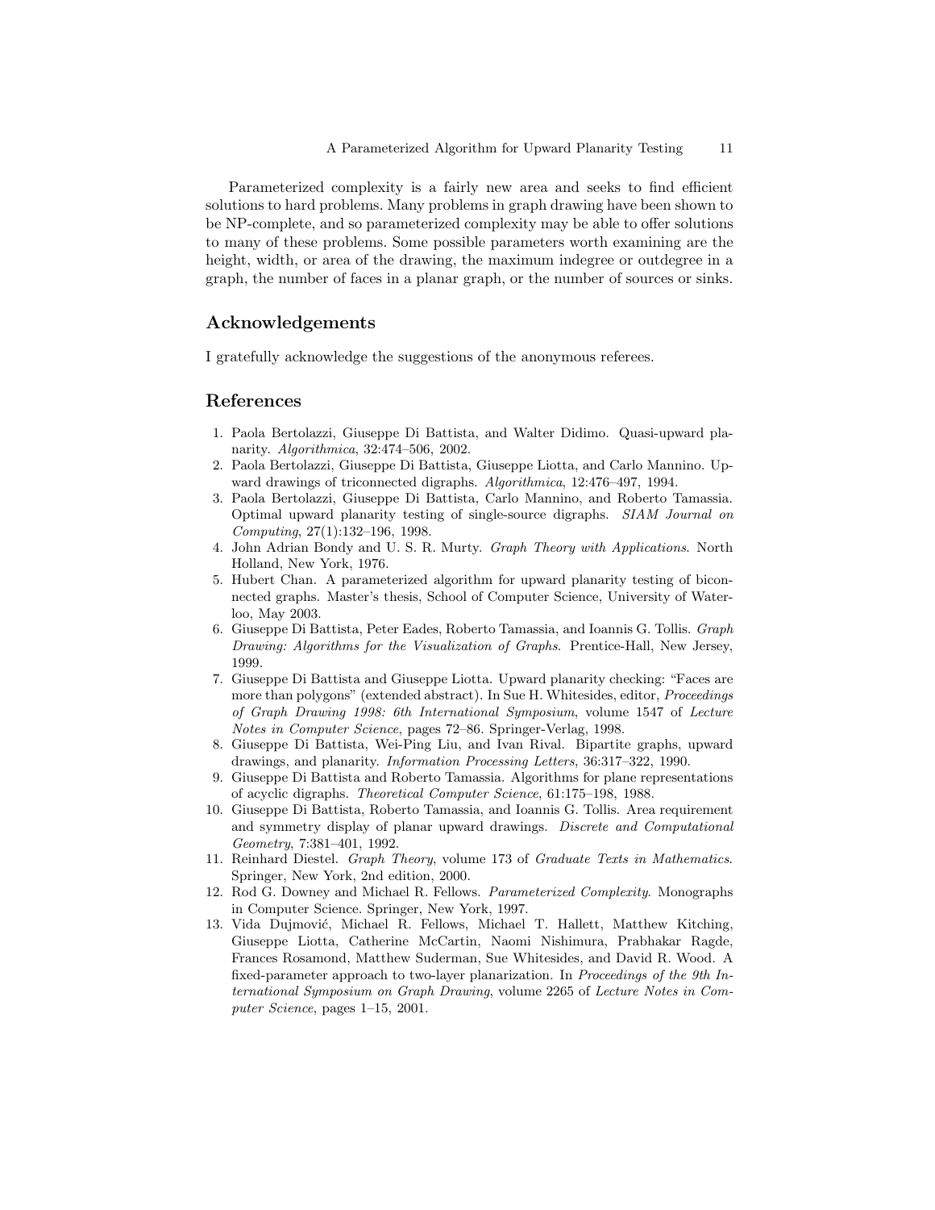Parameterized complexity is a fairly new area and seeks to find efficient solutions to hard problems. Many problems in graph drawing have been shown to be NP-complete, and so parameterized complexity may be able to offer solutions to many of these problems. Some possible parameters worth examining are the height, width, or area of the drawing, the maximum indegree or outdegree in a graph, the number of faces in a planar graph, or the number of sources or sinks.

## Acknowledgements

I gratefully acknowledge the suggestions of the anonymous referees.

## References

1. Paola Bertolazzi, Giuseppe Di Battista, and Walter Didimo. Quasi-upward planarity. *Algorithmica*, 32:474–506, 2002.
2. Paola Bertolazzi, Giuseppe Di Battista, Giuseppe Liotta, and Carlo Mannino. Upward drawings of triconnected digraphs. *Algorithmica*, 12:476–497, 1994.
3. Paola Bertolazzi, Giuseppe Di Battista, Carlo Mannino, and Roberto Tamassia. Optimal upward planarity testing of single-source digraphs. *SIAM Journal on Computing*, 27(1):132–196, 1998.
4. John Adrian Bondy and U. S. R. Murty. *Graph Theory with Applications*. North Holland, New York, 1976.
5. Hubert Chan. A parameterized algorithm for upward planarity testing of biconnected graphs. Master's thesis, School of Computer Science, University of Waterloo, May 2003.
6. Giuseppe Di Battista, Peter Eades, Roberto Tamassia, and Ioannis G. Tollis. *Graph Drawing: Algorithms for the Visualization of Graphs*. Prentice-Hall, New Jersey, 1999.
7. Giuseppe Di Battista and Giuseppe Liotta. Upward planarity checking: "Faces are more than polygons" (extended abstract). In Sue H. Whitesides, editor, *Proceedings of Graph Drawing 1998: 6th International Symposium*, volume 1547 of *Lecture Notes in Computer Science*, pages 72–86. Springer-Verlag, 1998.
8. Giuseppe Di Battista, Wei-Ping Liu, and Ivan Rival. Bipartite graphs, upward drawings, and planarity. *Information Processing Letters*, 36:317–322, 1990.
9. Giuseppe Di Battista and Roberto Tamassia. Algorithms for plane representations of acyclic digraphs. *Theoretical Computer Science*, 61:175–198, 1988.
10. Giuseppe Di Battista, Roberto Tamassia, and Ioannis G. Tollis. Area requirement and symmetry display of planar upward drawings. *Discrete and Computational Geometry*, 7:381–401, 1992.
11. Reinhard Diestel. *Graph Theory*, volume 173 of *Graduate Texts in Mathematics*. Springer, New York, 2nd edition, 2000.
12. Rod G. Downey and Michael R. Fellows. *Parameterized Complexity*. Monographs in Computer Science. Springer, New York, 1997.
13. Vida Dujmović, Michael R. Fellows, Michael T. Hallett, Matthew Kitching, Giuseppe Liotta, Catherine McCartin, Naomi Nishimura, Prabhakar Ragde, Frances Rosamond, Matthew Suderman, Sue Whitesides, and David R. Wood. A fixed-parameter approach to two-layer planarization. In *Proceedings of the 9th International Symposium on Graph Drawing*, volume 2265 of *Lecture Notes in Computer Science*, pages 1–15, 2001.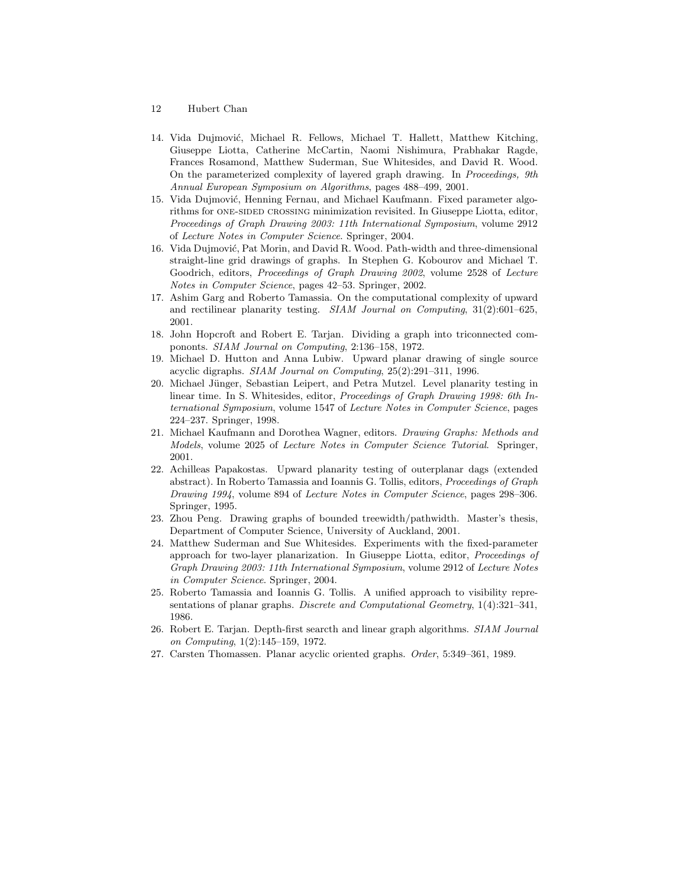14. Vida Dujmović, Michael R. Fellows, Michael T. Hallett, Matthew Kitching, Giuseppe Liotta, Catherine McCartin, Naomi Nishimura, Prabhakar Ragde, Frances Rosamond, Matthew Suderman, Sue Whitesides, and David R. Wood. On the parameterized complexity of layered graph drawing. In *Proceedings, 9th Annual European Symposium on Algorithms*, pages 488–499, 2001.
15. Vida Dujmović, Henning Fernau, and Michael Kaufmann. Fixed parameter algorithms for ONE-SIDED CROSSING minimization revisited. In Giuseppe Liotta, editor, *Proceedings of Graph Drawing 2003: 11th International Symposium*, volume 2912 of *Lecture Notes in Computer Science*. Springer, 2004.
16. Vida Dujmović, Pat Morin, and David R. Wood. Path-width and three-dimensional straight-line grid drawings of graphs. In Stephen G. Kobourov and Michael T. Goodrich, editors, *Proceedings of Graph Drawing 2002*, volume 2528 of *Lecture Notes in Computer Science*, pages 42–53. Springer, 2002.
17. Ashim Garg and Roberto Tamassia. On the computational complexity of upward and rectilinear planarity testing. *SIAM Journal on Computing*, 31(2):601–625, 2001.
18. John Hopcroft and Robert E. Tarjan. Dividing a graph into triconnected componoents. *SIAM Journal on Computing*, 2:136–158, 1972.
19. Michael D. Hutton and Anna Lubiw. Upward planar drawing of single source acyclic digraphs. *SIAM Journal on Computing*, 25(2):291–311, 1996.
20. Michael Jünger, Sebastian Leipert, and Petra Mutzel. Level planarity testing in linear time. In S. Whitesides, editor, *Proceedings of Graph Drawing 1998: 6th International Symposium*, volume 1547 of *Lecture Notes in Computer Science*, pages 224–237. Springer, 1998.
21. Michael Kaufmann and Dorothea Wagner, editors. *Drawing Graphs: Methods and Models*, volume 2025 of *Lecture Notes in Computer Science Tutorial*. Springer, 2001.
22. Achilleas Papakostas. Upward planarity testing of outerplanar dags (extended abstract). In Roberto Tamassia and Ioannis G. Tollis, editors, *Proceedings of Graph Drawing 1994*, volume 894 of *Lecture Notes in Computer Science*, pages 298–306. Springer, 1995.
23. Zhou Peng. Drawing graphs of bounded treewidth/pathwidth. Master's thesis, Department of Computer Science, University of Auckland, 2001.
24. Matthew Suderman and Sue Whitesides. Experiments with the fixed-parameter approach for two-layer planarization. In Giuseppe Liotta, editor, *Proceedings of Graph Drawing 2003: 11th International Symposium*, volume 2912 of *Lecture Notes in Computer Science*. Springer, 2004.
25. Roberto Tamassia and Ioannis G. Tollis. A unified approach to visibility representations of planar graphs. *Discrete and Computational Geometry*, 1(4):321–341, 1986.
26. Robert E. Tarjan. Depth-first searcth and linear graph algorithms. *SIAM Journal on Computing*, 1(2):145–159, 1972.
27. Carsten Thomassen. Planar acyclic oriented graphs. *Order*, 5:349–361, 1989.